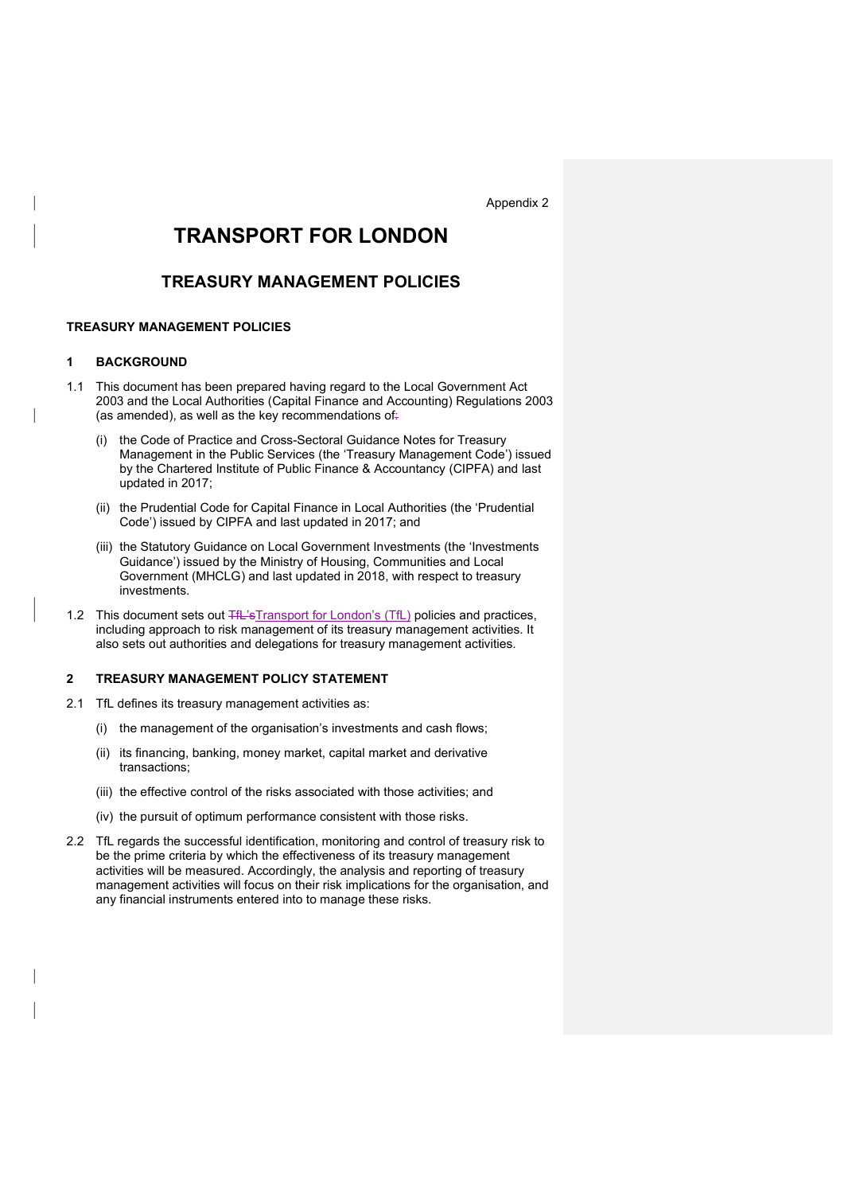Appendix 2

# TRANSPORT FOR LONDON

## TREASURY MANAGEMENT POLICIES

**TREASURY MANAGEMENT POLICIES**

### 1 BACKGROUND

1.1 This document has been prepared having regard to the Local Government Act 2003 and the Local Authorities (Capital Finance and Accounting) Regulations 2003 (as amended), as well as the key recommendations of:

(i) the Code of Practice and Cross-Sectoral Guidance Notes for Treasury Management in the Public Services (the 'Treasury Management Code') issued by the Chartered Institute of Public Finance & Accountancy (CIPFA) and last updated in 2017;

(ii) the Prudential Code for Capital Finance in Local Authorities (the 'Prudential Code') issued by CIPFA and last updated in 2017; and

(iii) the Statutory Guidance on Local Government Investments (the 'Investments Guidance') issued by the Ministry of Housing, Communities and Local Government (MHCLG) and last updated in 2018, with respect to treasury investments.

1.2 This document sets out ~~TfL's~~Transport for London's (TfL) policies and practices, including approach to risk management of its treasury management activities. It also sets out authorities and delegations for treasury management activities.

### 2 TREASURY MANAGEMENT POLICY STATEMENT

2.1 TfL defines its treasury management activities as:

(i) the management of the organisation's investments and cash flows;

(ii) its financing, banking, money market, capital market and derivative transactions;

(iii) the effective control of the risks associated with those activities; and

(iv) the pursuit of optimum performance consistent with those risks.

2.2 TfL regards the successful identification, monitoring and control of treasury risk to be the prime criteria by which the effectiveness of its treasury management activities will be measured. Accordingly, the analysis and reporting of treasury management activities will focus on their risk implications for the organisation, and any financial instruments entered into to manage these risks.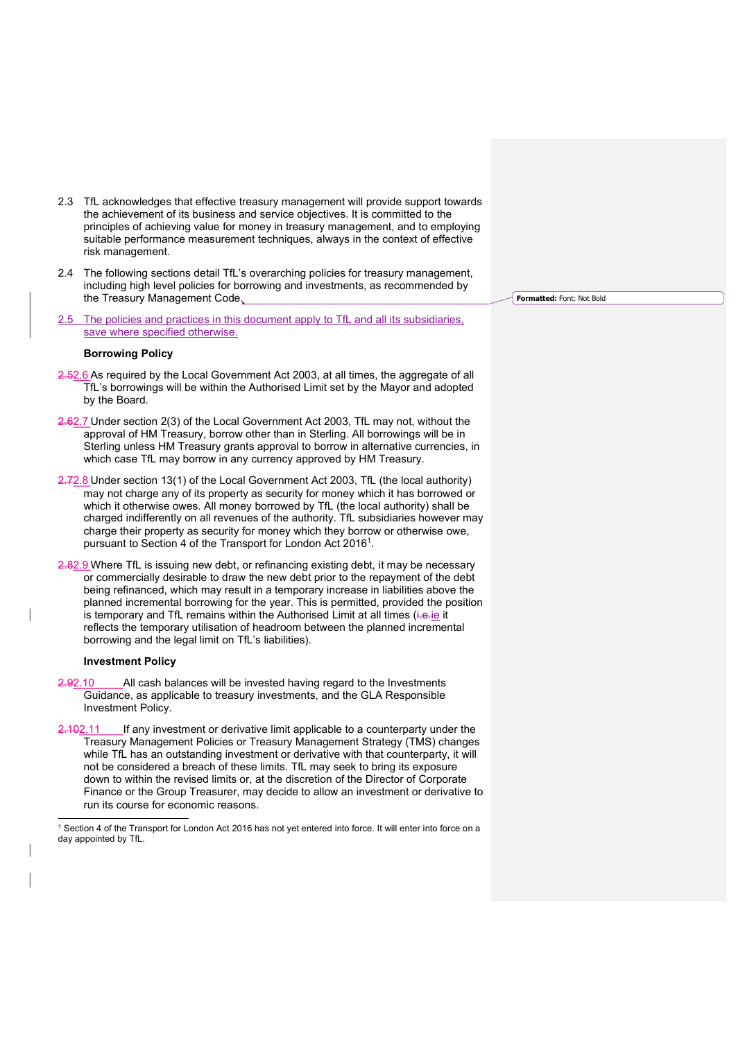2.3 TfL acknowledges that effective treasury management will provide support towards the achievement of its business and service objectives. It is committed to the principles of achieving value for money in treasury management, and to employing suitable performance measurement techniques, always in the context of effective risk management.

2.4 The following sections detail TfL's overarching policies for treasury management, including high level policies for borrowing and investments, as recommended by the Treasury Management Code.

2.5 The policies and practices in this document apply to TfL and all its subsidiaries, save where specified otherwise.

**Borrowing Policy**

2.6 As required by the Local Government Act 2003, at all times, the aggregate of all TfL's borrowings will be within the Authorised Limit set by the Mayor and adopted by the Board.

2.7 Under section 2(3) of the Local Government Act 2003, TfL may not, without the approval of HM Treasury, borrow other than in Sterling. All borrowings will be in Sterling unless HM Treasury grants approval to borrow in alternative currencies, in which case TfL may borrow in any currency approved by HM Treasury.

2.8 Under section 13(1) of the Local Government Act 2003, TfL (the local authority) may not charge any of its property as security for money which it has borrowed or which it otherwise owes. All money borrowed by TfL (the local authority) shall be charged indifferently on all revenues of the authority. TfL subsidiaries however may charge their property as security for money which they borrow or otherwise owe, pursuant to Section 4 of the Transport for London Act 2016[1].

2.9 Where TfL is issuing new debt, or refinancing existing debt, it may be necessary or commercially desirable to draw the new debt prior to the repayment of the debt being refinanced, which may result in a temporary increase in liabilities above the planned incremental borrowing for the year. This is permitted, provided the position is temporary and TfL remains within the Authorised Limit at all times (ie it reflects the temporary utilisation of headroom between the planned incremental borrowing and the legal limit on TfL's liabilities).

**Investment Policy**

2.10 All cash balances will be invested having regard to the Investments Guidance, as applicable to treasury investments, and the GLA Responsible Investment Policy.

2.11 If any investment or derivative limit applicable to a counterparty under the Treasury Management Policies or Treasury Management Strategy (TMS) changes while TfL has an outstanding investment or derivative with that counterparty, it will not be considered a breach of these limits. TfL may seek to bring its exposure down to within the revised limits or, at the discretion of the Director of Corporate Finance or the Group Treasurer, may decide to allow an investment or derivative to run its course for economic reasons.

---

[1] Section 4 of the Transport for London Act 2016 has not yet entered into force. It will enter into force on a day appointed by TfL.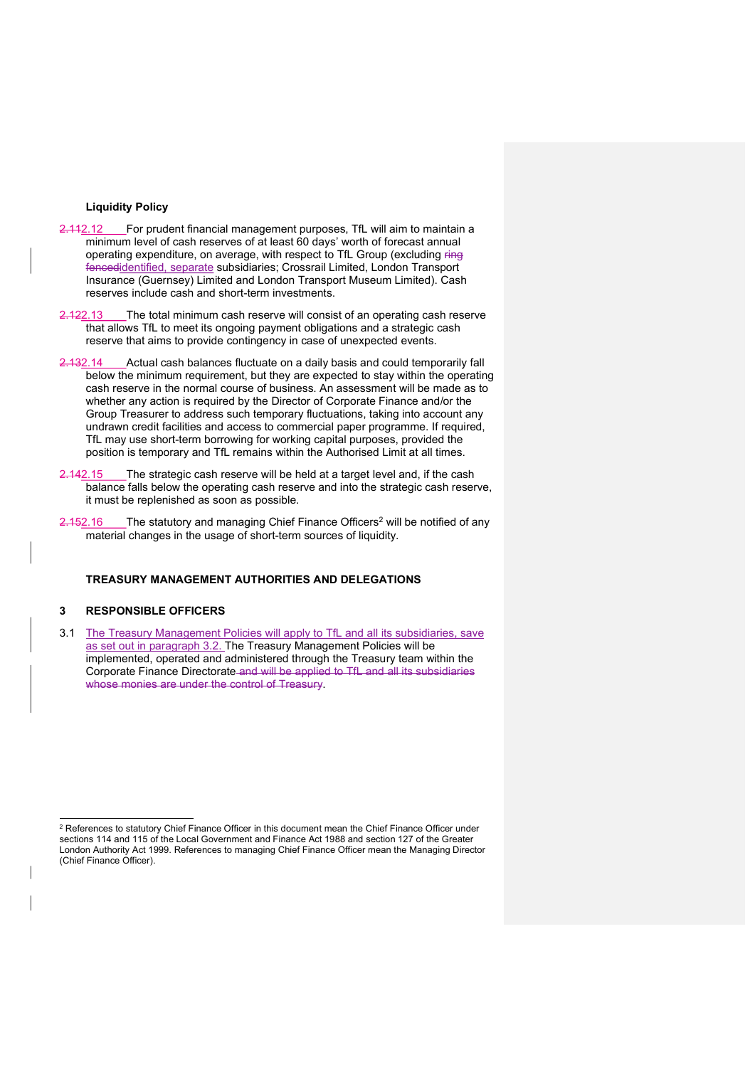**Liquidity Policy**

~~2.11~~2.12 For prudent financial management purposes, TfL will aim to maintain a minimum level of cash reserves of at least 60 days' worth of forecast annual operating expenditure, on average, with respect to TfL Group (excluding ~~ring fenced~~identified, separate subsidiaries; Crossrail Limited, London Transport Insurance (Guernsey) Limited and London Transport Museum Limited). Cash reserves include cash and short-term investments.

~~2.12~~2.13 The total minimum cash reserve will consist of an operating cash reserve that allows TfL to meet its ongoing payment obligations and a strategic cash reserve that aims to provide contingency in case of unexpected events.

~~2.13~~2.14 Actual cash balances fluctuate on a daily basis and could temporarily fall below the minimum requirement, but they are expected to stay within the operating cash reserve in the normal course of business. An assessment will be made as to whether any action is required by the Director of Corporate Finance and/or the Group Treasurer to address such temporary fluctuations, taking into account any undrawn credit facilities and access to commercial paper programme. If required, TfL may use short-term borrowing for working capital purposes, provided the position is temporary and TfL remains within the Authorised Limit at all times.

~~2.14~~2.15 The strategic cash reserve will be held at a target level and, if the cash balance falls below the operating cash reserve and into the strategic cash reserve, it must be replenished as soon as possible.

~~2.15~~2.16 The statutory and managing Chief Finance Officers[2] will be notified of any material changes in the usage of short-term sources of liquidity.

## TREASURY MANAGEMENT AUTHORITIES AND DELEGATIONS

## 3 RESPONSIBLE OFFICERS

3.1 The Treasury Management Policies will apply to TfL and all its subsidiaries, save as set out in paragraph 3.2. The Treasury Management Policies will be implemented, operated and administered through the Treasury team within the Corporate Finance Directorate ~~and will be applied to TfL and all its subsidiaries whose monies are under the control of Treasury~~.

[2] References to statutory Chief Finance Officer in this document mean the Chief Finance Officer under sections 114 and 115 of the Local Government and Finance Act 1988 and section 127 of the Greater London Authority Act 1999. References to managing Chief Finance Officer mean the Managing Director (Chief Finance Officer).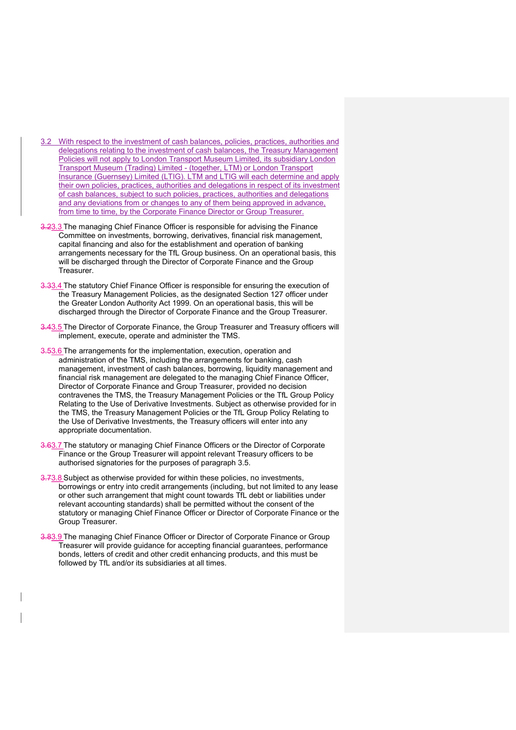3.2 With respect to the investment of cash balances, policies, practices, authorities and delegations relating to the investment of cash balances, the Treasury Management Policies will not apply to London Transport Museum Limited, its subsidiary London Transport Museum (Trading) Limited - (together, LTM) or London Transport Insurance (Guernsey) Limited (LTIG). LTM and LTIG will each determine and apply their own policies, practices, authorities and delegations in respect of its investment of cash balances, subject to such policies, practices, authorities and delegations and any deviations from or changes to any of them being approved in advance, from time to time, by the Corporate Finance Director or Group Treasurer.

3.3 The managing Chief Finance Officer is responsible for advising the Finance Committee on investments, borrowing, derivatives, financial risk management, capital financing and also for the establishment and operation of banking arrangements necessary for the TfL Group business. On an operational basis, this will be discharged through the Director of Corporate Finance and the Group Treasurer.

3.4 The statutory Chief Finance Officer is responsible for ensuring the execution of the Treasury Management Policies, as the designated Section 127 officer under the Greater London Authority Act 1999. On an operational basis, this will be discharged through the Director of Corporate Finance and the Group Treasurer.

3.5 The Director of Corporate Finance, the Group Treasurer and Treasury officers will implement, execute, operate and administer the TMS.

3.6 The arrangements for the implementation, execution, operation and administration of the TMS, including the arrangements for banking, cash management, investment of cash balances, borrowing, liquidity management and financial risk management are delegated to the managing Chief Finance Officer, Director of Corporate Finance and Group Treasurer, provided no decision contravenes the TMS, the Treasury Management Policies or the TfL Group Policy Relating to the Use of Derivative Investments. Subject as otherwise provided for in the TMS, the Treasury Management Policies or the TfL Group Policy Relating to the Use of Derivative Investments, the Treasury officers will enter into any appropriate documentation.

3.7 The statutory or managing Chief Finance Officers or the Director of Corporate Finance or the Group Treasurer will appoint relevant Treasury officers to be authorised signatories for the purposes of paragraph 3.5.

3.8 Subject as otherwise provided for within these policies, no investments, borrowings or entry into credit arrangements (including, but not limited to any lease or other such arrangement that might count towards TfL debt or liabilities under relevant accounting standards) shall be permitted without the consent of the statutory or managing Chief Finance Officer or Director of Corporate Finance or the Group Treasurer.

3.9 The managing Chief Finance Officer or Director of Corporate Finance or Group Treasurer will provide guidance for accepting financial guarantees, performance bonds, letters of credit and other credit enhancing products, and this must be followed by TfL and/or its subsidiaries at all times.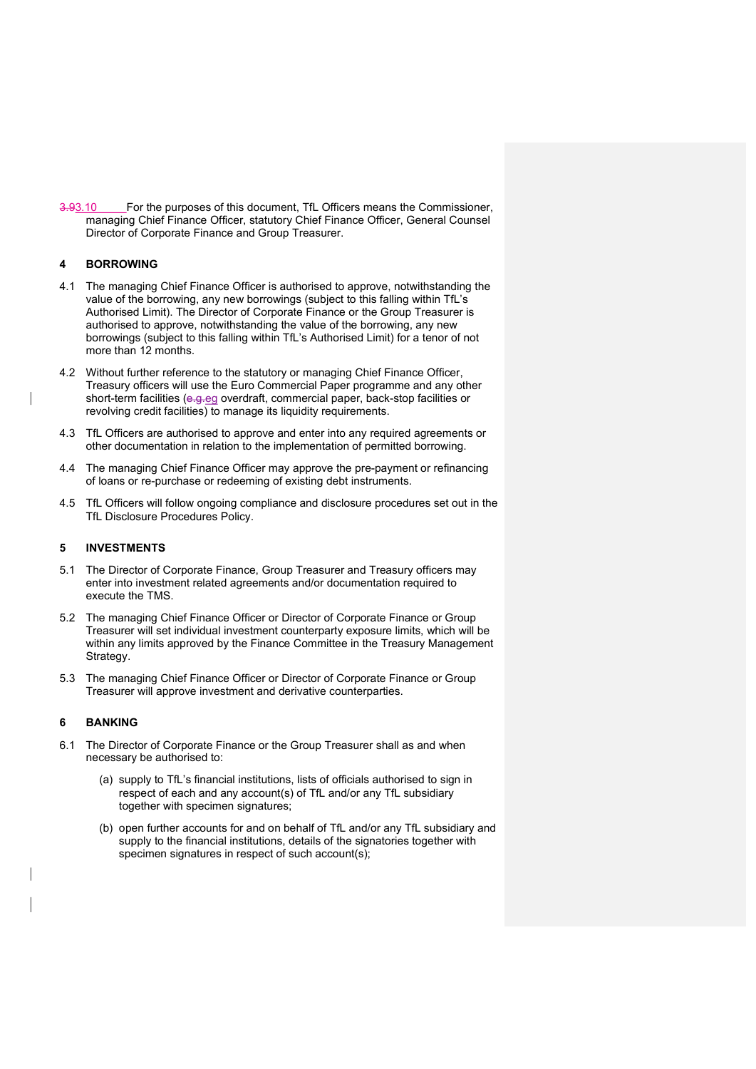3.93.10 For the purposes of this document, TfL Officers means the Commissioner, managing Chief Finance Officer, statutory Chief Finance Officer, General Counsel Director of Corporate Finance and Group Treasurer.

## 4 BORROWING

4.1 The managing Chief Finance Officer is authorised to approve, notwithstanding the value of the borrowing, any new borrowings (subject to this falling within TfL's Authorised Limit). The Director of Corporate Finance or the Group Treasurer is authorised to approve, notwithstanding the value of the borrowing, any new borrowings (subject to this falling within TfL's Authorised Limit) for a tenor of not more than 12 months.

4.2 Without further reference to the statutory or managing Chief Finance Officer, Treasury officers will use the Euro Commercial Paper programme and any other short-term facilities (e.g.eg overdraft, commercial paper, back-stop facilities or revolving credit facilities) to manage its liquidity requirements.

4.3 TfL Officers are authorised to approve and enter into any required agreements or other documentation in relation to the implementation of permitted borrowing.

4.4 The managing Chief Finance Officer may approve the pre-payment or refinancing of loans or re-purchase or redeeming of existing debt instruments.

4.5 TfL Officers will follow ongoing compliance and disclosure procedures set out in the TfL Disclosure Procedures Policy.

## 5 INVESTMENTS

5.1 The Director of Corporate Finance, Group Treasurer and Treasury officers may enter into investment related agreements and/or documentation required to execute the TMS.

5.2 The managing Chief Finance Officer or Director of Corporate Finance or Group Treasurer will set individual investment counterparty exposure limits, which will be within any limits approved by the Finance Committee in the Treasury Management Strategy.

5.3 The managing Chief Finance Officer or Director of Corporate Finance or Group Treasurer will approve investment and derivative counterparties.

## 6 BANKING

6.1 The Director of Corporate Finance or the Group Treasurer shall as and when necessary be authorised to:

(a) supply to TfL's financial institutions, lists of officials authorised to sign in respect of each and any account(s) of TfL and/or any TfL subsidiary together with specimen signatures;

(b) open further accounts for and on behalf of TfL and/or any TfL subsidiary and supply to the financial institutions, details of the signatories together with specimen signatures in respect of such account(s);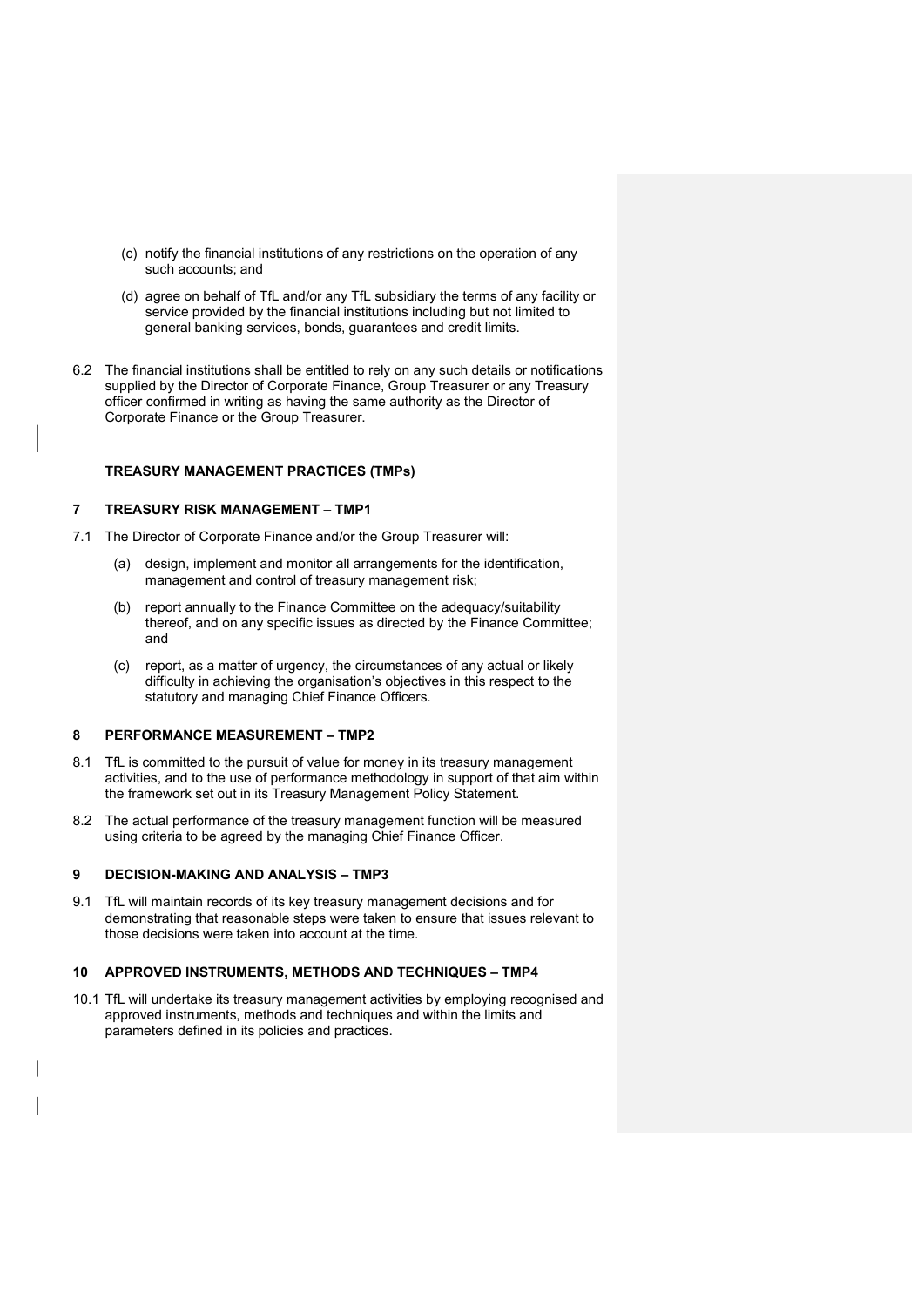(c) notify the financial institutions of any restrictions on the operation of any such accounts; and

(d) agree on behalf of TfL and/or any TfL subsidiary the terms of any facility or service provided by the financial institutions including but not limited to general banking services, bonds, guarantees and credit limits.

6.2 The financial institutions shall be entitled to rely on any such details or notifications supplied by the Director of Corporate Finance, Group Treasurer or any Treasury officer confirmed in writing as having the same authority as the Director of Corporate Finance or the Group Treasurer.

## TREASURY MANAGEMENT PRACTICES (TMPs)

### 7 TREASURY RISK MANAGEMENT – TMP1

7.1 The Director of Corporate Finance and/or the Group Treasurer will:

(a) design, implement and monitor all arrangements for the identification, management and control of treasury management risk;

(b) report annually to the Finance Committee on the adequacy/suitability thereof, and on any specific issues as directed by the Finance Committee; and

(c) report, as a matter of urgency, the circumstances of any actual or likely difficulty in achieving the organisation's objectives in this respect to the statutory and managing Chief Finance Officers.

### 8 PERFORMANCE MEASUREMENT – TMP2

8.1 TfL is committed to the pursuit of value for money in its treasury management activities, and to the use of performance methodology in support of that aim within the framework set out in its Treasury Management Policy Statement.

8.2 The actual performance of the treasury management function will be measured using criteria to be agreed by the managing Chief Finance Officer.

### 9 DECISION-MAKING AND ANALYSIS – TMP3

9.1 TfL will maintain records of its key treasury management decisions and for demonstrating that reasonable steps were taken to ensure that issues relevant to those decisions were taken into account at the time.

### 10 APPROVED INSTRUMENTS, METHODS AND TECHNIQUES – TMP4

10.1 TfL will undertake its treasury management activities by employing recognised and approved instruments, methods and techniques and within the limits and parameters defined in its policies and practices.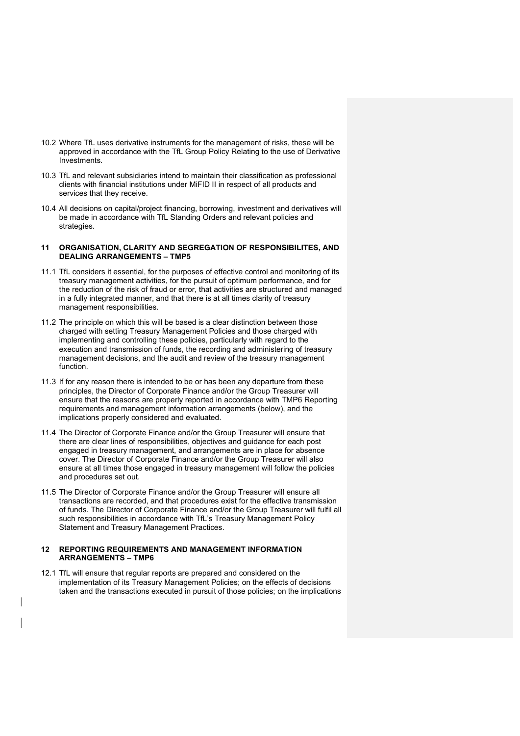10.2 Where TfL uses derivative instruments for the management of risks, these will be approved in accordance with the TfL Group Policy Relating to the use of Derivative Investments.

10.3 TfL and relevant subsidiaries intend to maintain their classification as professional clients with financial institutions under MiFID II in respect of all products and services that they receive.

10.4 All decisions on capital/project financing, borrowing, investment and derivatives will be made in accordance with TfL Standing Orders and relevant policies and strategies.

## 11 ORGANISATION, CLARITY AND SEGREGATION OF RESPONSIBILITES, AND DEALING ARRANGEMENTS – TMP5

11.1 TfL considers it essential, for the purposes of effective control and monitoring of its treasury management activities, for the pursuit of optimum performance, and for the reduction of the risk of fraud or error, that activities are structured and managed in a fully integrated manner, and that there is at all times clarity of treasury management responsibilities.

11.2 The principle on which this will be based is a clear distinction between those charged with setting Treasury Management Policies and those charged with implementing and controlling these policies, particularly with regard to the execution and transmission of funds, the recording and administering of treasury management decisions, and the audit and review of the treasury management function.

11.3 If for any reason there is intended to be or has been any departure from these principles, the Director of Corporate Finance and/or the Group Treasurer will ensure that the reasons are properly reported in accordance with TMP6 Reporting requirements and management information arrangements (below), and the implications properly considered and evaluated.

11.4 The Director of Corporate Finance and/or the Group Treasurer will ensure that there are clear lines of responsibilities, objectives and guidance for each post engaged in treasury management, and arrangements are in place for absence cover. The Director of Corporate Finance and/or the Group Treasurer will also ensure at all times those engaged in treasury management will follow the policies and procedures set out.

11.5 The Director of Corporate Finance and/or the Group Treasurer will ensure all transactions are recorded, and that procedures exist for the effective transmission of funds. The Director of Corporate Finance and/or the Group Treasurer will fulfil all such responsibilities in accordance with TfL's Treasury Management Policy Statement and Treasury Management Practices.

## 12 REPORTING REQUIREMENTS AND MANAGEMENT INFORMATION ARRANGEMENTS – TMP6

12.1 TfL will ensure that regular reports are prepared and considered on the implementation of its Treasury Management Policies; on the effects of decisions taken and the transactions executed in pursuit of those policies; on the implications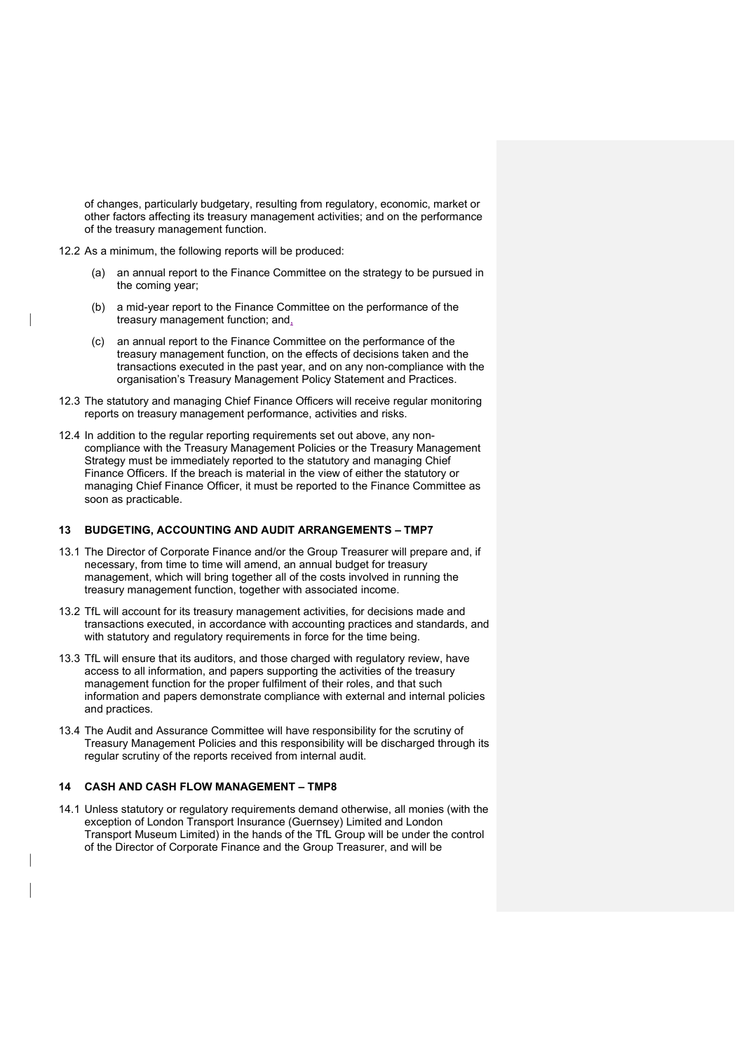of changes, particularly budgetary, resulting from regulatory, economic, market or other factors affecting its treasury management activities; and on the performance of the treasury management function.

12.2 As a minimum, the following reports will be produced:

(a) an annual report to the Finance Committee on the strategy to be pursued in the coming year;

(b) a mid-year report to the Finance Committee on the performance of the treasury management function; and,

(c) an annual report to the Finance Committee on the performance of the treasury management function, on the effects of decisions taken and the transactions executed in the past year, and on any non-compliance with the organisation's Treasury Management Policy Statement and Practices.

12.3 The statutory and managing Chief Finance Officers will receive regular monitoring reports on treasury management performance, activities and risks.

12.4 In addition to the regular reporting requirements set out above, any non-compliance with the Treasury Management Policies or the Treasury Management Strategy must be immediately reported to the statutory and managing Chief Finance Officers. If the breach is material in the view of either the statutory or managing Chief Finance Officer, it must be reported to the Finance Committee as soon as practicable.

## 13 BUDGETING, ACCOUNTING AND AUDIT ARRANGEMENTS – TMP7

13.1 The Director of Corporate Finance and/or the Group Treasurer will prepare and, if necessary, from time to time will amend, an annual budget for treasury management, which will bring together all of the costs involved in running the treasury management function, together with associated income.

13.2 TfL will account for its treasury management activities, for decisions made and transactions executed, in accordance with accounting practices and standards, and with statutory and regulatory requirements in force for the time being.

13.3 TfL will ensure that its auditors, and those charged with regulatory review, have access to all information, and papers supporting the activities of the treasury management function for the proper fulfilment of their roles, and that such information and papers demonstrate compliance with external and internal policies and practices.

13.4 The Audit and Assurance Committee will have responsibility for the scrutiny of Treasury Management Policies and this responsibility will be discharged through its regular scrutiny of the reports received from internal audit.

## 14 CASH AND CASH FLOW MANAGEMENT – TMP8

14.1 Unless statutory or regulatory requirements demand otherwise, all monies (with the exception of London Transport Insurance (Guernsey) Limited and London Transport Museum Limited) in the hands of the TfL Group will be under the control of the Director of Corporate Finance and the Group Treasurer, and will be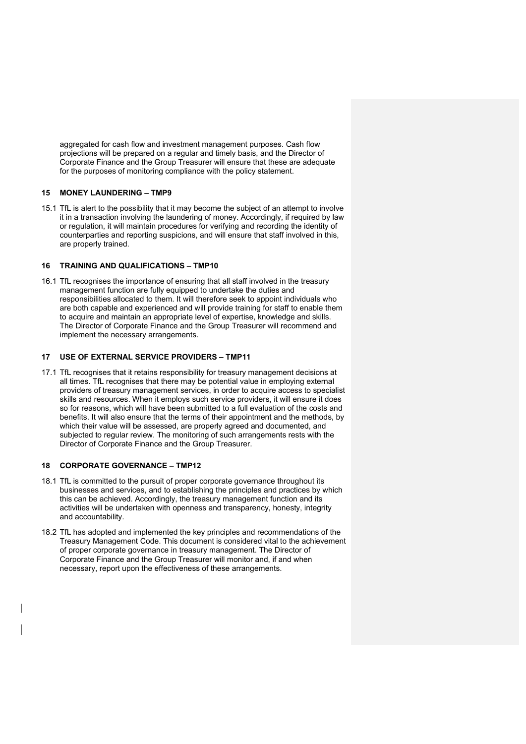aggregated for cash flow and investment management purposes. Cash flow projections will be prepared on a regular and timely basis, and the Director of Corporate Finance and the Group Treasurer will ensure that these are adequate for the purposes of monitoring compliance with the policy statement.

## 15 MONEY LAUNDERING – TMP9

15.1 TfL is alert to the possibility that it may become the subject of an attempt to involve it in a transaction involving the laundering of money. Accordingly, if required by law or regulation, it will maintain procedures for verifying and recording the identity of counterparties and reporting suspicions, and will ensure that staff involved in this, are properly trained.

## 16 TRAINING AND QUALIFICATIONS – TMP10

16.1 TfL recognises the importance of ensuring that all staff involved in the treasury management function are fully equipped to undertake the duties and responsibilities allocated to them. It will therefore seek to appoint individuals who are both capable and experienced and will provide training for staff to enable them to acquire and maintain an appropriate level of expertise, knowledge and skills. The Director of Corporate Finance and the Group Treasurer will recommend and implement the necessary arrangements.

## 17 USE OF EXTERNAL SERVICE PROVIDERS – TMP11

17.1 TfL recognises that it retains responsibility for treasury management decisions at all times. TfL recognises that there may be potential value in employing external providers of treasury management services, in order to acquire access to specialist skills and resources. When it employs such service providers, it will ensure it does so for reasons, which will have been submitted to a full evaluation of the costs and benefits. It will also ensure that the terms of their appointment and the methods, by which their value will be assessed, are properly agreed and documented, and subjected to regular review. The monitoring of such arrangements rests with the Director of Corporate Finance and the Group Treasurer.

## 18 CORPORATE GOVERNANCE – TMP12

18.1 TfL is committed to the pursuit of proper corporate governance throughout its businesses and services, and to establishing the principles and practices by which this can be achieved. Accordingly, the treasury management function and its activities will be undertaken with openness and transparency, honesty, integrity and accountability.

18.2 TfL has adopted and implemented the key principles and recommendations of the Treasury Management Code. This document is considered vital to the achievement of proper corporate governance in treasury management. The Director of Corporate Finance and the Group Treasurer will monitor and, if and when necessary, report upon the effectiveness of these arrangements.